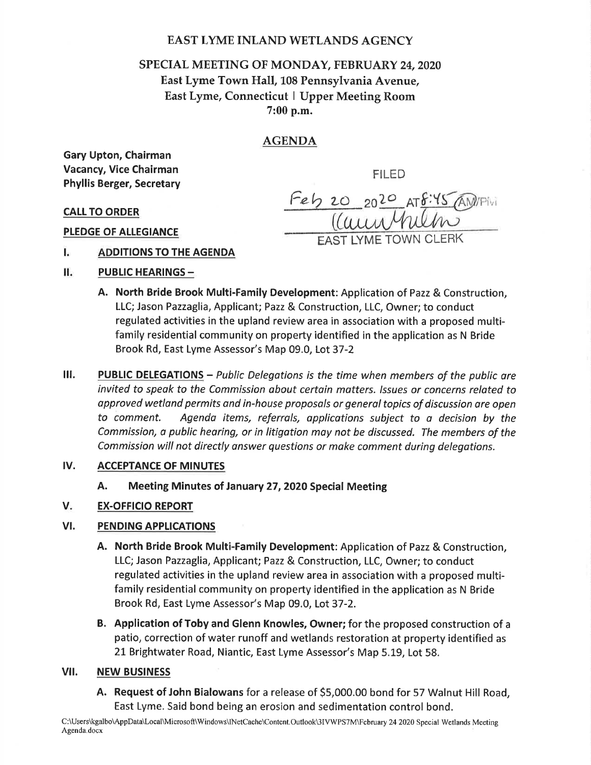# EAST LYME INLAND WETLANDS AGENCY

## SPECIAL MEETING OF MONDAY, FEBRUARY 24, 2020

East Lyme Town Hall, 108 Pennsylvania Avenue,
East Lyme, Connecticut | Upper Meeting Room
7:00 p.m.

## AGENDA

**Gary Upton, Chairman**
**Vacancy, Vice Chairman**
**Phyllis Berger, Secretary**

FILED
Feb 20 2020 AT 8:45 AM/PM
EAST LYME TOWN CLERK

**CALL TO ORDER**

**PLEDGE OF ALLEGIANCE**

**I. ADDITIONS TO THE AGENDA**

**II. PUBLIC HEARINGS –**

A. **North Bride Brook Multi-Family Development**: Application of Pazz & Construction, LLC; Jason Pazzaglia, Applicant; Pazz & Construction, LLC, Owner; to conduct regulated activities in the upland review area in association with a proposed multi-family residential community on property identified in the application as N Bride Brook Rd, East Lyme Assessor's Map 09.0, Lot 37-2

**III. PUBLIC DELEGATIONS** – *Public Delegations is the time when members of the public are invited to speak to the Commission about certain matters. Issues or concerns related to approved wetland permits and in-house proposals or general topics of discussion are open to comment. Agenda items, referrals, applications subject to a decision by the Commission, a public hearing, or in litigation may not be discussed. The members of the Commission will not directly answer questions or make comment during delegations.*

**IV. ACCEPTANCE OF MINUTES**

A. **Meeting Minutes of January 27, 2020 Special Meeting**

**V. EX-OFFICIO REPORT**

**VI. PENDING APPLICATIONS**

A. **North Bride Brook Multi-Family Development**: Application of Pazz & Construction, LLC; Jason Pazzaglia, Applicant; Pazz & Construction, LLC, Owner; to conduct regulated activities in the upland review area in association with a proposed multi-family residential community on property identified in the application as N Bride Brook Rd, East Lyme Assessor's Map 09.0, Lot 37-2.

B. **Application of Toby and Glenn Knowles, Owner;** for the proposed construction of a patio, correction of water runoff and wetlands restoration at property identified as 21 Brightwater Road, Niantic, East Lyme Assessor's Map 5.19, Lot 58.

**VII. NEW BUSINESS**

A. **Request of John Bialowans** for a release of $5,000.00 bond for 57 Walnut Hill Road, East Lyme. Said bond being an erosion and sedimentation control bond.

C:\Users\kgalbo\AppData\Local\Microsoft\Windows\INetCache\Content.Outlook\3IVWPS7M\February 24 2020 Special Wetlands Meeting Agenda.docx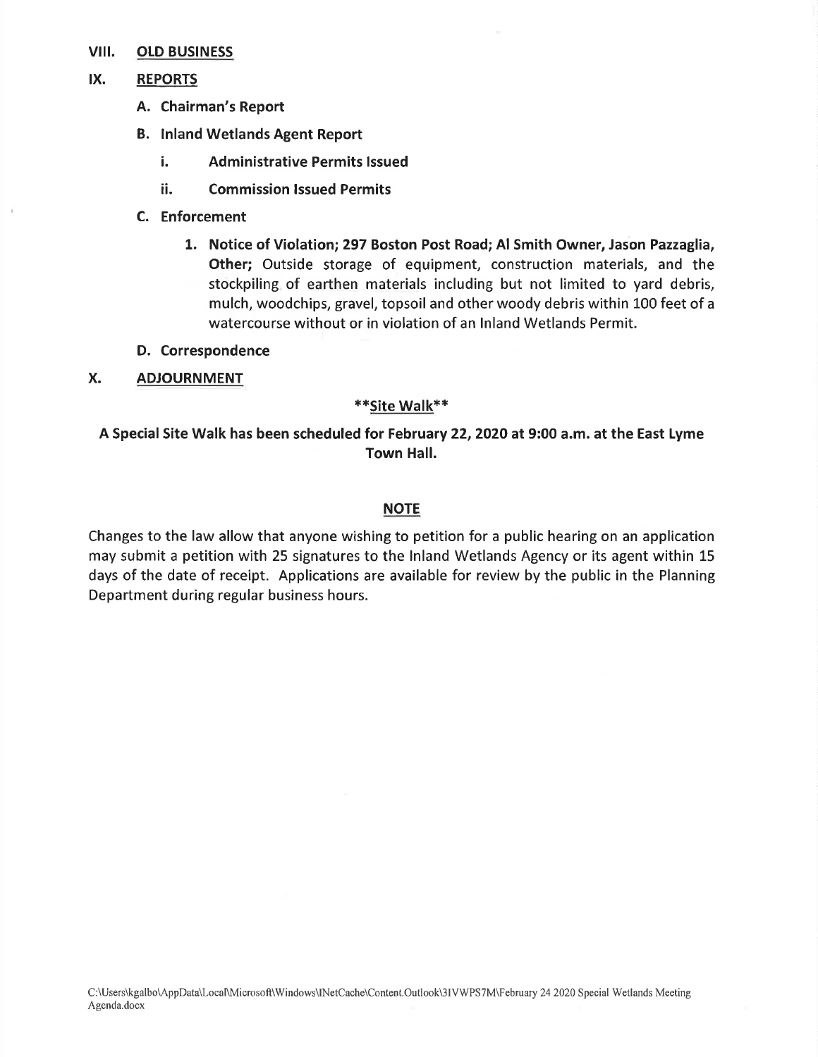## VIII. OLD BUSINESS

## IX. REPORTS

**A. Chairman's Report**

**B. Inland Wetlands Agent Report**

- **i. Administrative Permits Issued**
- **ii. Commission Issued Permits**

**C. Enforcement**

1. **Notice of Violation; 297 Boston Post Road; Al Smith Owner, Jason Pazzaglia, Other;** Outside storage of equipment, construction materials, and the stockpiling of earthen materials including but not limited to yard debris, mulch, woodchips, gravel, topsoil and other woody debris within 100 feet of a watercourse without or in violation of an Inland Wetlands Permit.

**D. Correspondence**

## X. ADJOURNMENT

**\*\*Site Walk\*\***

**A Special Site Walk has been scheduled for February 22, 2020 at 9:00 a.m. at the East Lyme Town Hall.**

**NOTE**

Changes to the law allow that anyone wishing to petition for a public hearing on an application may submit a petition with 25 signatures to the Inland Wetlands Agency or its agent within 15 days of the date of receipt. Applications are available for review by the public in the Planning Department during regular business hours.

C:\Users\kgalbo\AppData\Local\Microsoft\Windows\INetCache\Content.Outlook\3IVWPS7M\February 24 2020 Special Wetlands Meeting Agenda.docx